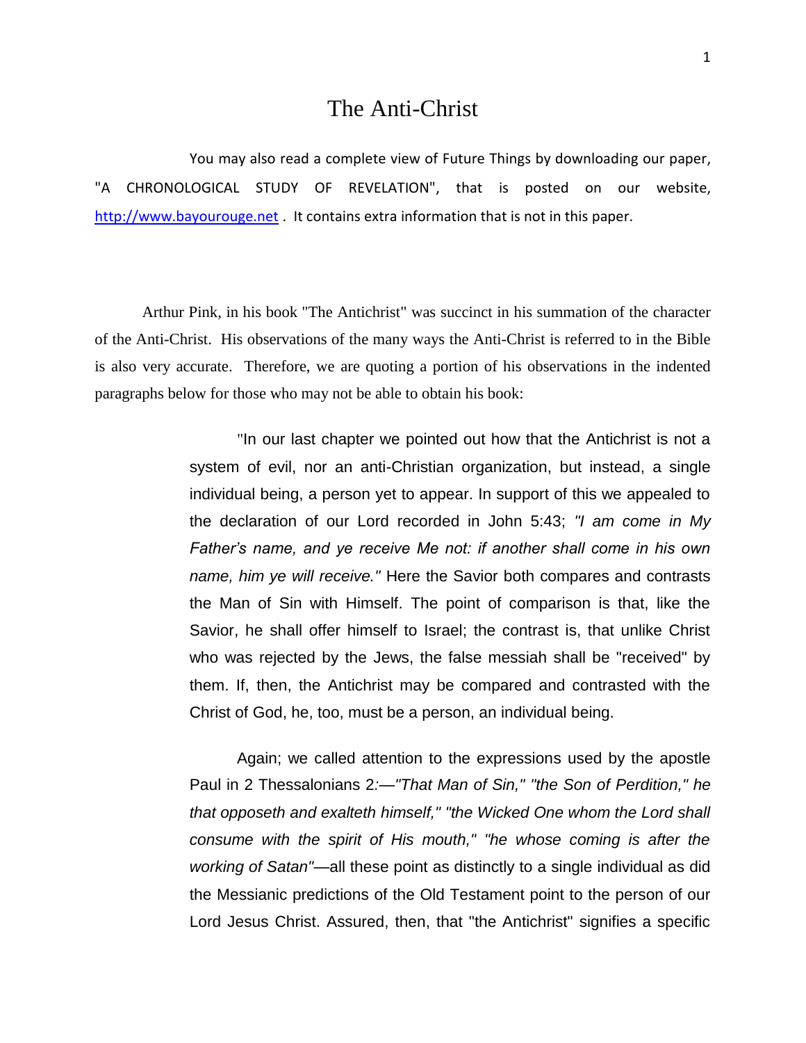# The Anti-Christ

You may also read a complete view of Future Things by downloading our paper, "A CHRONOLOGICAL STUDY OF REVELATION", that is posted on our website, http://www.bayourouge.net . It contains extra information that is not in this paper.

Arthur Pink, in his book "The Antichrist" was succinct in his summation of the character of the Anti-Christ. His observations of the many ways the Anti-Christ is referred to in the Bible is also very accurate. Therefore, we are quoting a portion of his observations in the indented paragraphs below for those who may not be able to obtain his book:

> "In our last chapter we pointed out how that the Antichrist is not a system of evil, nor an anti-Christian organization, but instead, a single individual being, a person yet to appear. In support of this we appealed to the declaration of our Lord recorded in John 5:43; *"I am come in My Father's name, and ye receive Me not: if another shall come in his own name, him ye will receive."* Here the Savior both compares and contrasts the Man of Sin with Himself. The point of comparison is that, like the Savior, he shall offer himself to Israel; the contrast is, that unlike Christ who was rejected by the Jews, the false messiah shall be "received" by them. If, then, the Antichrist may be compared and contrasted with the Christ of God, he, too, must be a person, an individual being.
>
> Again; we called attention to the expressions used by the apostle Paul in 2 Thessalonians 2*:—"That Man of Sin," "the Son of Perdition," he that opposeth and exalteth himself," "the Wicked One whom the Lord shall consume with the spirit of His mouth," "he whose coming is after the working of Satan"*—all these point as distinctly to a single individual as did the Messianic predictions of the Old Testament point to the person of our Lord Jesus Christ. Assured, then, that "the Antichrist" signifies a specific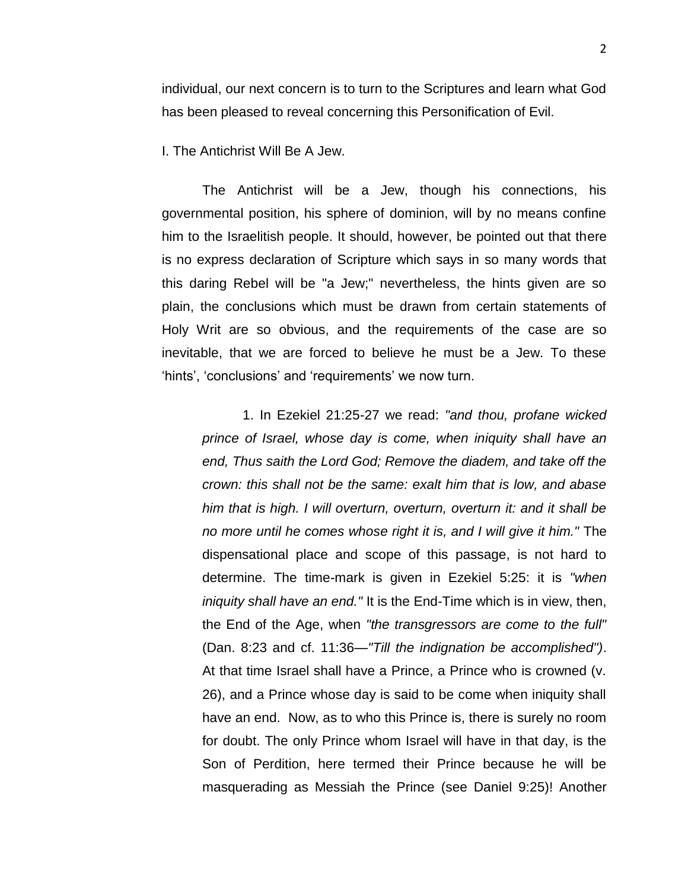individual, our next concern is to turn to the Scriptures and learn what God has been pleased to reveal concerning this Personification of Evil.

I. The Antichrist Will Be A Jew.

The Antichrist will be a Jew, though his connections, his governmental position, his sphere of dominion, will by no means confine him to the Israelitish people. It should, however, be pointed out that there is no express declaration of Scripture which says in so many words that this daring Rebel will be "a Jew;" nevertheless, the hints given are so plain, the conclusions which must be drawn from certain statements of Holy Writ are so obvious, and the requirements of the case are so inevitable, that we are forced to believe he must be a Jew. To these 'hints', 'conclusions' and 'requirements' we now turn.

> 1. In Ezekiel 21:25-27 we read: *"and thou, profane wicked prince of Israel, whose day is come, when iniquity shall have an end, Thus saith the Lord God; Remove the diadem, and take off the crown: this shall not be the same: exalt him that is low, and abase him that is high. I will overturn, overturn, overturn it: and it shall be no more until he comes whose right it is, and I will give it him."* The dispensational place and scope of this passage, is not hard to determine. The time-mark is given in Ezekiel 5:25: it is *"when iniquity shall have an end."* It is the End-Time which is in view, then, the End of the Age, when *"the transgressors are come to the full"* (Dan. 8:23 and cf. 11:36—*"Till the indignation be accomplished")*. At that time Israel shall have a Prince, a Prince who is crowned (v. 26), and a Prince whose day is said to be come when iniquity shall have an end. Now, as to who this Prince is, there is surely no room for doubt. The only Prince whom Israel will have in that day, is the Son of Perdition, here termed their Prince because he will be masquerading as Messiah the Prince (see Daniel 9:25)! Another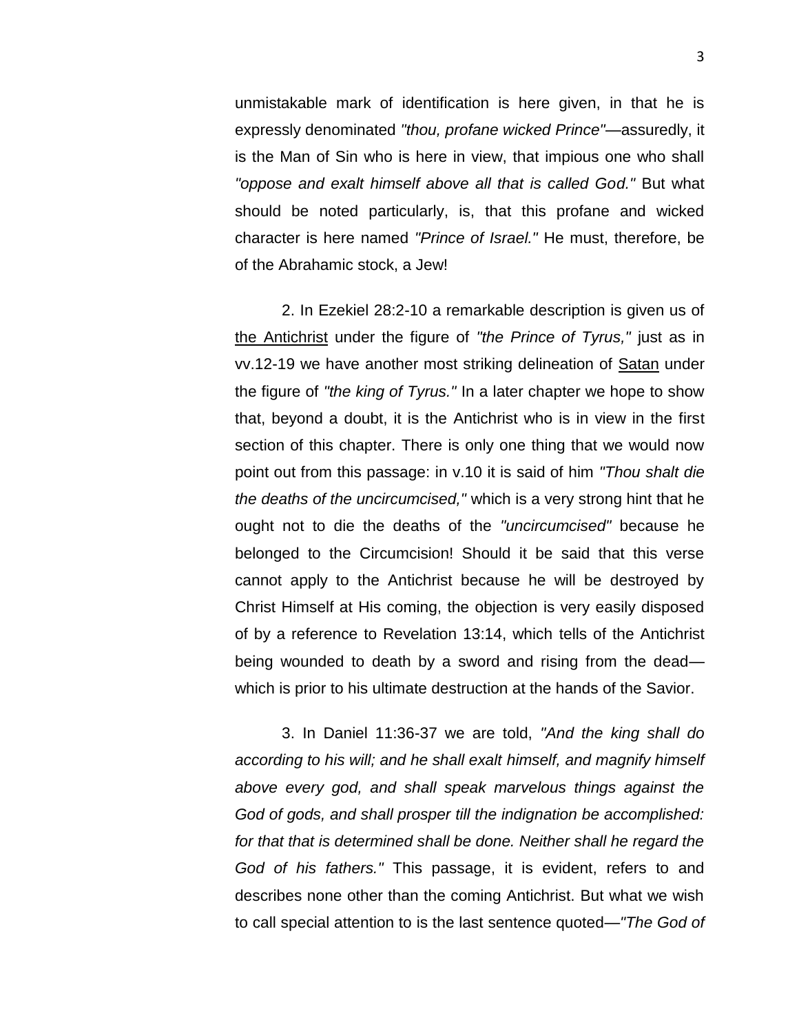unmistakable mark of identification is here given, in that he is expressly denominated *"thou, profane wicked Prince"*—assuredly, it is the Man of Sin who is here in view, that impious one who shall *"oppose and exalt himself above all that is called God."* But what should be noted particularly, is, that this profane and wicked character is here named *"Prince of Israel."* He must, therefore, be of the Abrahamic stock, a Jew!

2. In Ezekiel 28:2-10 a remarkable description is given us of <u>the Antichrist</u> under the figure of *"the Prince of Tyrus,"* just as in vv.12-19 we have another most striking delineation of <u>Satan</u> under the figure of *"the king of Tyrus."* In a later chapter we hope to show that, beyond a doubt, it is the Antichrist who is in view in the first section of this chapter. There is only one thing that we would now point out from this passage: in v.10 it is said of him *"Thou shalt die the deaths of the uncircumcised,"* which is a very strong hint that he ought not to die the deaths of the *"uncircumcised"* because he belonged to the Circumcision! Should it be said that this verse cannot apply to the Antichrist because he will be destroyed by Christ Himself at His coming, the objection is very easily disposed of by a reference to Revelation 13:14, which tells of the Antichrist being wounded to death by a sword and rising from the dead—which is prior to his ultimate destruction at the hands of the Savior.

3. In Daniel 11:36-37 we are told, *"And the king shall do according to his will; and he shall exalt himself, and magnify himself above every god, and shall speak marvelous things against the God of gods, and shall prosper till the indignation be accomplished: for that that is determined shall be done. Neither shall he regard the God of his fathers."* This passage, it is evident, refers to and describes none other than the coming Antichrist. But what we wish to call special attention to is the last sentence quoted—*"The God of*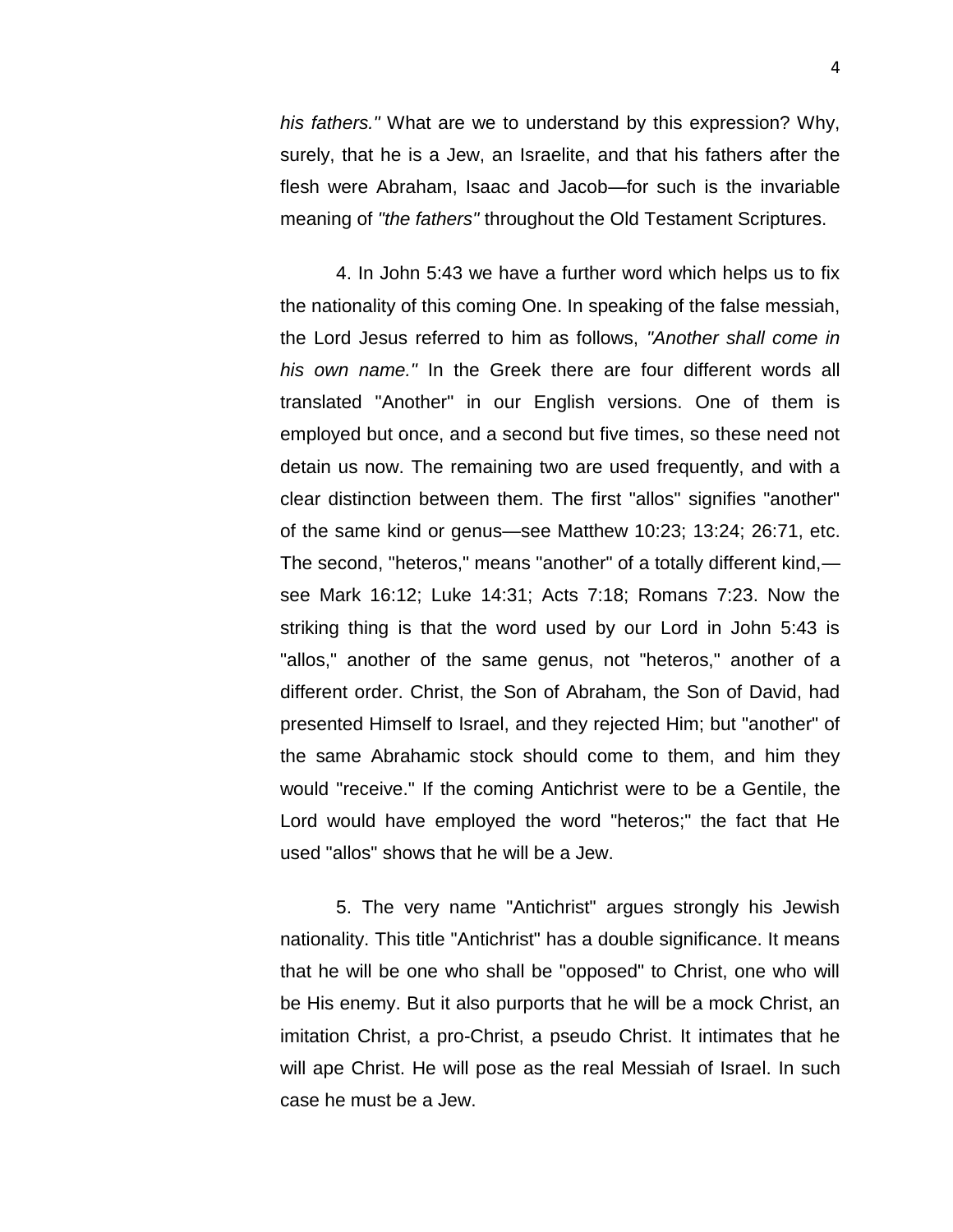*his fathers."* What are we to understand by this expression? Why, surely, that he is a Jew, an Israelite, and that his fathers after the flesh were Abraham, Isaac and Jacob—for such is the invariable meaning of *"the fathers"* throughout the Old Testament Scriptures.

4. In John 5:43 we have a further word which helps us to fix the nationality of this coming One. In speaking of the false messiah, the Lord Jesus referred to him as follows, *"Another shall come in his own name."* In the Greek there are four different words all translated "Another" in our English versions. One of them is employed but once, and a second but five times, so these need not detain us now. The remaining two are used frequently, and with a clear distinction between them. The first "allos" signifies "another" of the same kind or genus—see Matthew 10:23; 13:24; 26:71, etc. The second, "heteros," means "another" of a totally different kind,—see Mark 16:12; Luke 14:31; Acts 7:18; Romans 7:23. Now the striking thing is that the word used by our Lord in John 5:43 is "allos," another of the same genus, not "heteros," another of a different order. Christ, the Son of Abraham, the Son of David, had presented Himself to Israel, and they rejected Him; but "another" of the same Abrahamic stock should come to them, and him they would "receive." If the coming Antichrist were to be a Gentile, the Lord would have employed the word "heteros;" the fact that He used "allos" shows that he will be a Jew.

5. The very name "Antichrist" argues strongly his Jewish nationality. This title "Antichrist" has a double significance. It means that he will be one who shall be "opposed" to Christ, one who will be His enemy. But it also purports that he will be a mock Christ, an imitation Christ, a pro-Christ, a pseudo Christ. It intimates that he will ape Christ. He will pose as the real Messiah of Israel. In such case he must be a Jew.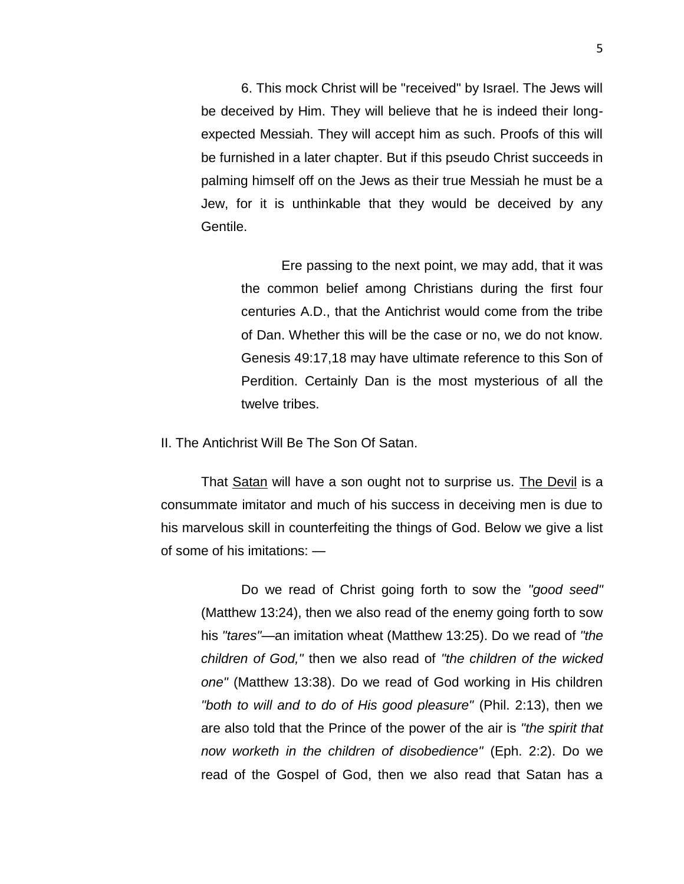6. This mock Christ will be "received" by Israel. The Jews will be deceived by Him. They will believe that he is indeed their long-expected Messiah. They will accept him as such. Proofs of this will be furnished in a later chapter. But if this pseudo Christ succeeds in palming himself off on the Jews as their true Messiah he must be a Jew, for it is unthinkable that they would be deceived by any Gentile.

> Ere passing to the next point, we may add, that it was the common belief among Christians during the first four centuries A.D., that the Antichrist would come from the tribe of Dan. Whether this will be the case or no, we do not know. Genesis 49:17,18 may have ultimate reference to this Son of Perdition. Certainly Dan is the most mysterious of all the twelve tribes.

II. The Antichrist Will Be The Son Of Satan.

That Satan will have a son ought not to surprise us. The Devil is a consummate imitator and much of his success in deceiving men is due to his marvelous skill in counterfeiting the things of God. Below we give a list of some of his imitations: —

> Do we read of Christ going forth to sow the *"good seed"* (Matthew 13:24), then we also read of the enemy going forth to sow his *"tares"*—an imitation wheat (Matthew 13:25). Do we read of *"the children of God,"* then we also read of *"the children of the wicked one"* (Matthew 13:38). Do we read of God working in His children *"both to will and to do of His good pleasure"* (Phil. 2:13), then we are also told that the Prince of the power of the air is *"the spirit that now worketh in the children of disobedience"* (Eph. 2:2). Do we read of the Gospel of God, then we also read that Satan has a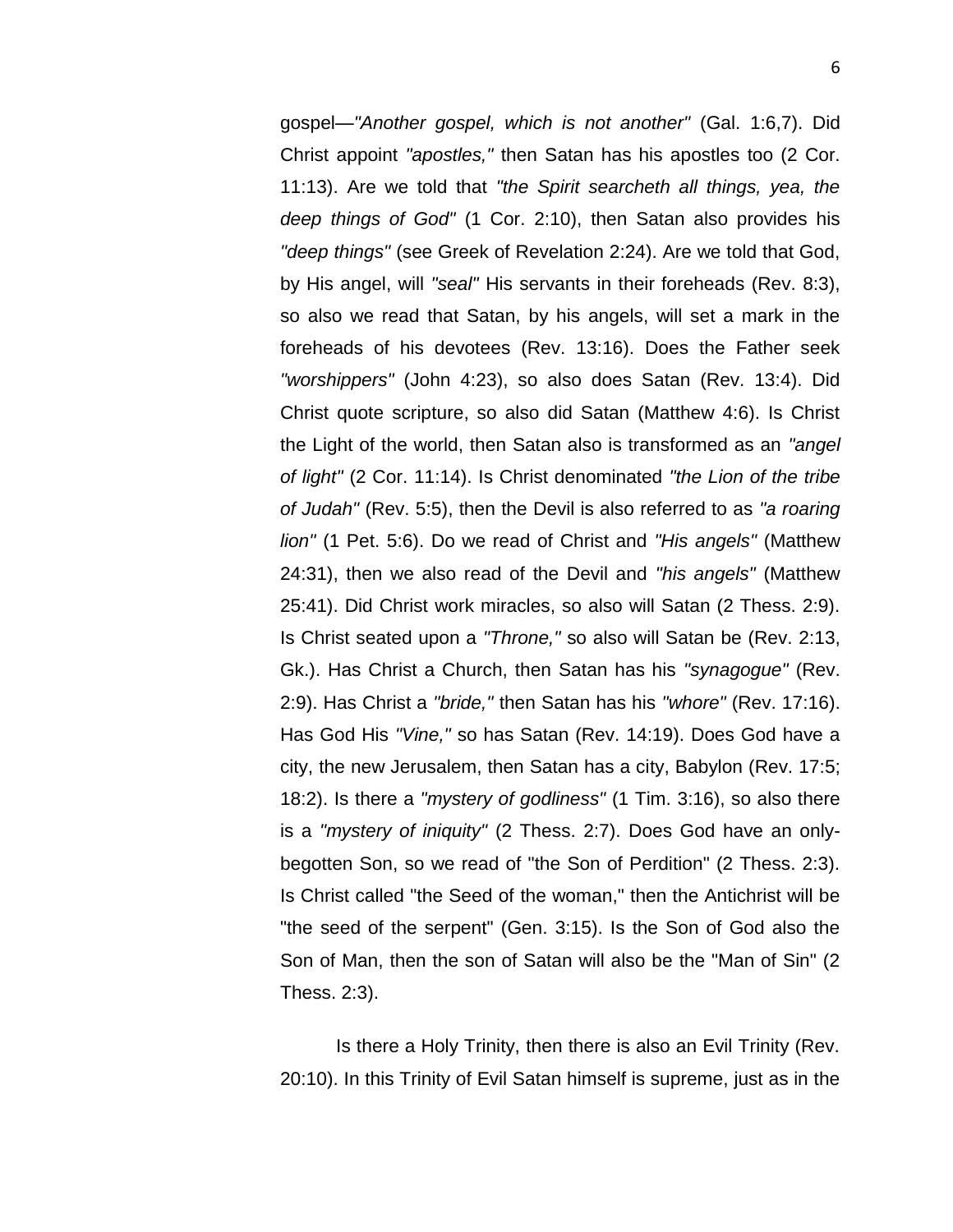gospel—*"Another gospel, which is not another"* (Gal. 1:6,7). Did Christ appoint *"apostles,"* then Satan has his apostles too (2 Cor. 11:13). Are we told that *"the Spirit searcheth all things, yea, the deep things of God"* (1 Cor. 2:10), then Satan also provides his *"deep things"* (see Greek of Revelation 2:24). Are we told that God, by His angel, will *"seal"* His servants in their foreheads (Rev. 8:3), so also we read that Satan, by his angels, will set a mark in the foreheads of his devotees (Rev. 13:16). Does the Father seek *"worshippers"* (John 4:23), so also does Satan (Rev. 13:4). Did Christ quote scripture, so also did Satan (Matthew 4:6). Is Christ the Light of the world, then Satan also is transformed as an *"angel of light"* (2 Cor. 11:14). Is Christ denominated *"the Lion of the tribe of Judah"* (Rev. 5:5), then the Devil is also referred to as *"a roaring lion"* (1 Pet. 5:6). Do we read of Christ and *"His angels"* (Matthew 24:31), then we also read of the Devil and *"his angels"* (Matthew 25:41). Did Christ work miracles, so also will Satan (2 Thess. 2:9). Is Christ seated upon a *"Throne,"* so also will Satan be (Rev. 2:13, Gk.). Has Christ a Church, then Satan has his *"synagogue"* (Rev. 2:9). Has Christ a *"bride,"* then Satan has his *"whore"* (Rev. 17:16). Has God His *"Vine,"* so has Satan (Rev. 14:19). Does God have a city, the new Jerusalem, then Satan has a city, Babylon (Rev. 17:5; 18:2). Is there a *"mystery of godliness"* (1 Tim. 3:16), so also there is a *"mystery of iniquity"* (2 Thess. 2:7). Does God have an only-begotten Son, so we read of "the Son of Perdition" (2 Thess. 2:3). Is Christ called "the Seed of the woman," then the Antichrist will be "the seed of the serpent" (Gen. 3:15). Is the Son of God also the Son of Man, then the son of Satan will also be the "Man of Sin" (2 Thess. 2:3).

Is there a Holy Trinity, then there is also an Evil Trinity (Rev. 20:10). In this Trinity of Evil Satan himself is supreme, just as in the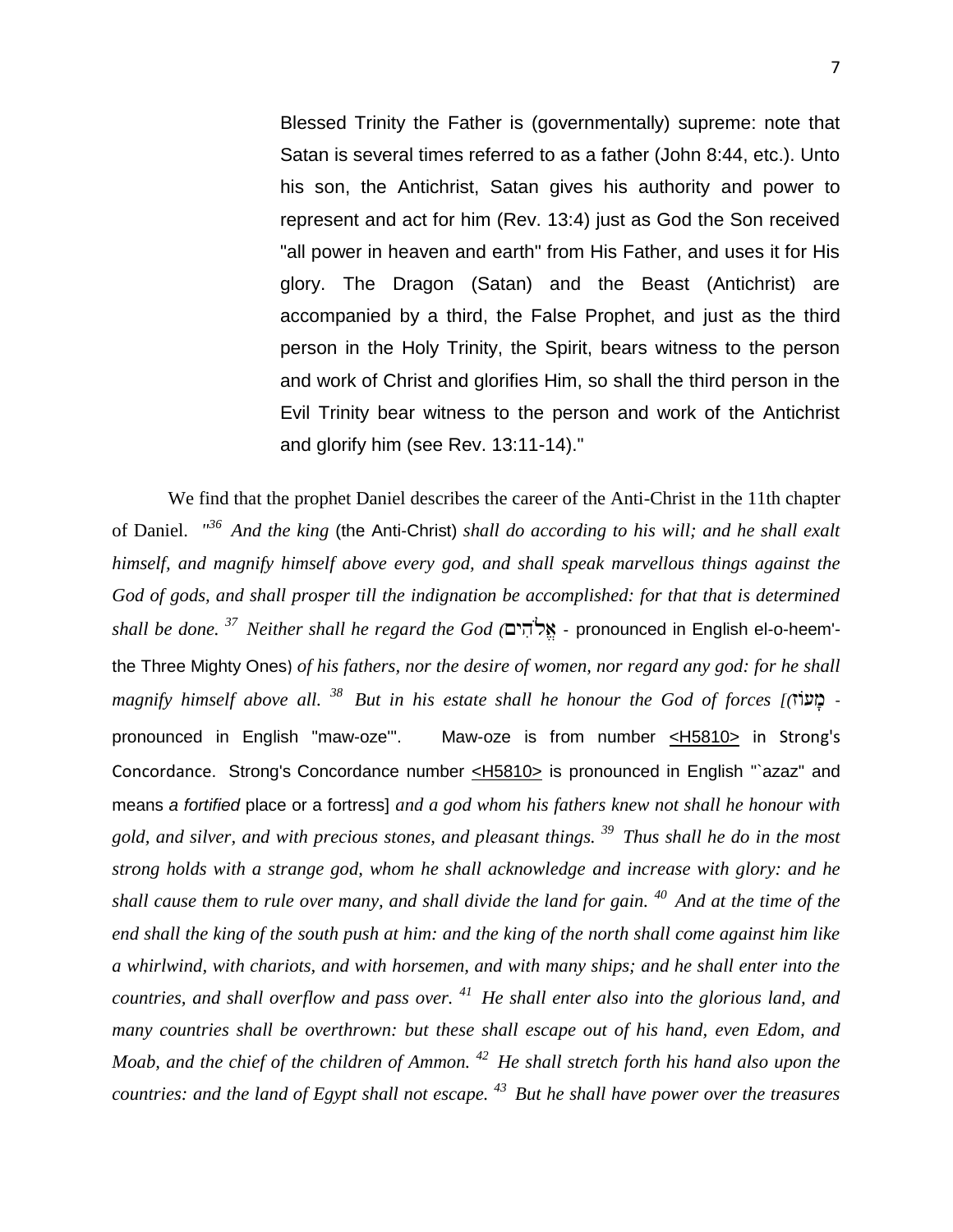> Blessed Trinity the Father is (governmentally) supreme: note that Satan is several times referred to as a father (John 8:44, etc.). Unto his son, the Antichrist, Satan gives his authority and power to represent and act for him (Rev. 13:4) just as God the Son received "all power in heaven and earth" from His Father, and uses it for His glory. The Dragon (Satan) and the Beast (Antichrist) are accompanied by a third, the False Prophet, and just as the third person in the Holy Trinity, the Spirit, bears witness to the person and work of Christ and glorifies Him, so shall the third person in the Evil Trinity bear witness to the person and work of the Antichrist and glorify him (see Rev. 13:11-14)."

We find that the prophet Daniel describes the career of the Anti-Christ in the 11th chapter of Daniel. *"[36] And the king* (the Anti-Christ) *shall do according to his will; and he shall exalt himself, and magnify himself above every god, and shall speak marvellous things against the God of gods, and shall prosper till the indignation be accomplished: for that that is determined shall be done. [37] Neither shall he regard the God (*אֱלֹהִים - pronounced in English el-o-heem'- the Three Mighty Ones) *of his fathers, nor the desire of women, nor regard any god: for he shall magnify himself above all. [38] But in his estate shall he honour the God of forces [(*מָעוֹז - pronounced in English "maw-oze'". Maw-oze is from number <H5810> in Strong's Concordance. Strong's Concordance number <H5810> is pronounced in English "`azaz" and means *a fortified* place or a fortress] *and a god whom his fathers knew not shall he honour with gold, and silver, and with precious stones, and pleasant things. [39] Thus shall he do in the most strong holds with a strange god, whom he shall acknowledge and increase with glory: and he shall cause them to rule over many, and shall divide the land for gain. [40] And at the time of the end shall the king of the south push at him: and the king of the north shall come against him like a whirlwind, with chariots, and with horsemen, and with many ships; and he shall enter into the countries, and shall overflow and pass over. [41] He shall enter also into the glorious land, and many countries shall be overthrown: but these shall escape out of his hand, even Edom, and Moab, and the chief of the children of Ammon. [42] He shall stretch forth his hand also upon the countries: and the land of Egypt shall not escape. [43] But he shall have power over the treasures*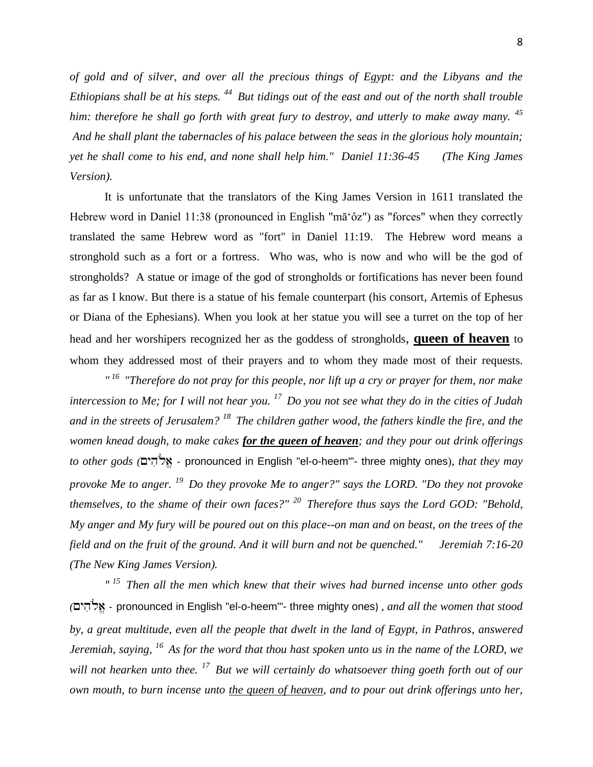*of gold and of silver, and over all the precious things of Egypt: and the Libyans and the Ethiopians shall be at his steps.* [44] *But tidings out of the east and out of the north shall trouble him: therefore he shall go forth with great fury to destroy, and utterly to make away many.* [45] *And he shall plant the tabernacles of his palace between the seas in the glorious holy mountain; yet he shall come to his end, and none shall help him." Daniel 11:36-45 (The King James Version).*

It is unfortunate that the translators of the King James Version in 1611 translated the Hebrew word in Daniel 11:38 (pronounced in English "māʻôz") as "forces" when they correctly translated the same Hebrew word as "fort" in Daniel 11:19. The Hebrew word means a stronghold such as a fort or a fortress. Who was, who is now and who will be the god of strongholds? A statue or image of the god of strongholds or fortifications has never been found as far as I know. But there is a statue of his female counterpart (his consort, Artemis of Ephesus or Diana of the Ephesians). When you look at her statue you will see a turret on the top of her head and her worshipers recognized her as the goddess of strongholds, **queen of heaven** to whom they addressed most of their prayers and to whom they made most of their requests.

*"* [16] *"Therefore do not pray for this people, nor lift up a cry or prayer for them, nor make intercession to Me; for I will not hear you.* [17] *Do you not see what they do in the cities of Judah and in the streets of Jerusalem?* [18] *The children gather wood, the fathers kindle the fire, and the women knead dough, to make cakes* ***for the queen of heaven****; and they pour out drink offerings to other gods (*אֱלֹהִים - pronounced in English "el-o-heem"'- three mighty ones), *that they may provoke Me to anger.* [19] *Do they provoke Me to anger?" says the LORD. "Do they not provoke themselves, to the shame of their own faces?"* [20] *Therefore thus says the Lord GOD: "Behold, My anger and My fury will be poured out on this place--on man and on beast, on the trees of the field and on the fruit of the ground. And it will burn and not be quenched." Jeremiah 7:16-20 (The New King James Version).*

*"* [15] *Then all the men which knew that their wives had burned incense unto other gods (*אֱלֹהִים - pronounced in English "el-o-heem"'- three mighty ones) , *and all the women that stood by, a great multitude, even all the people that dwelt in the land of Egypt, in Pathros, answered Jeremiah, saying,* [16] *As for the word that thou hast spoken unto us in the name of the LORD, we will not hearken unto thee.* [17] *But we will certainly do whatsoever thing goeth forth out of our own mouth, to burn incense unto the queen of heaven, and to pour out drink offerings unto her,*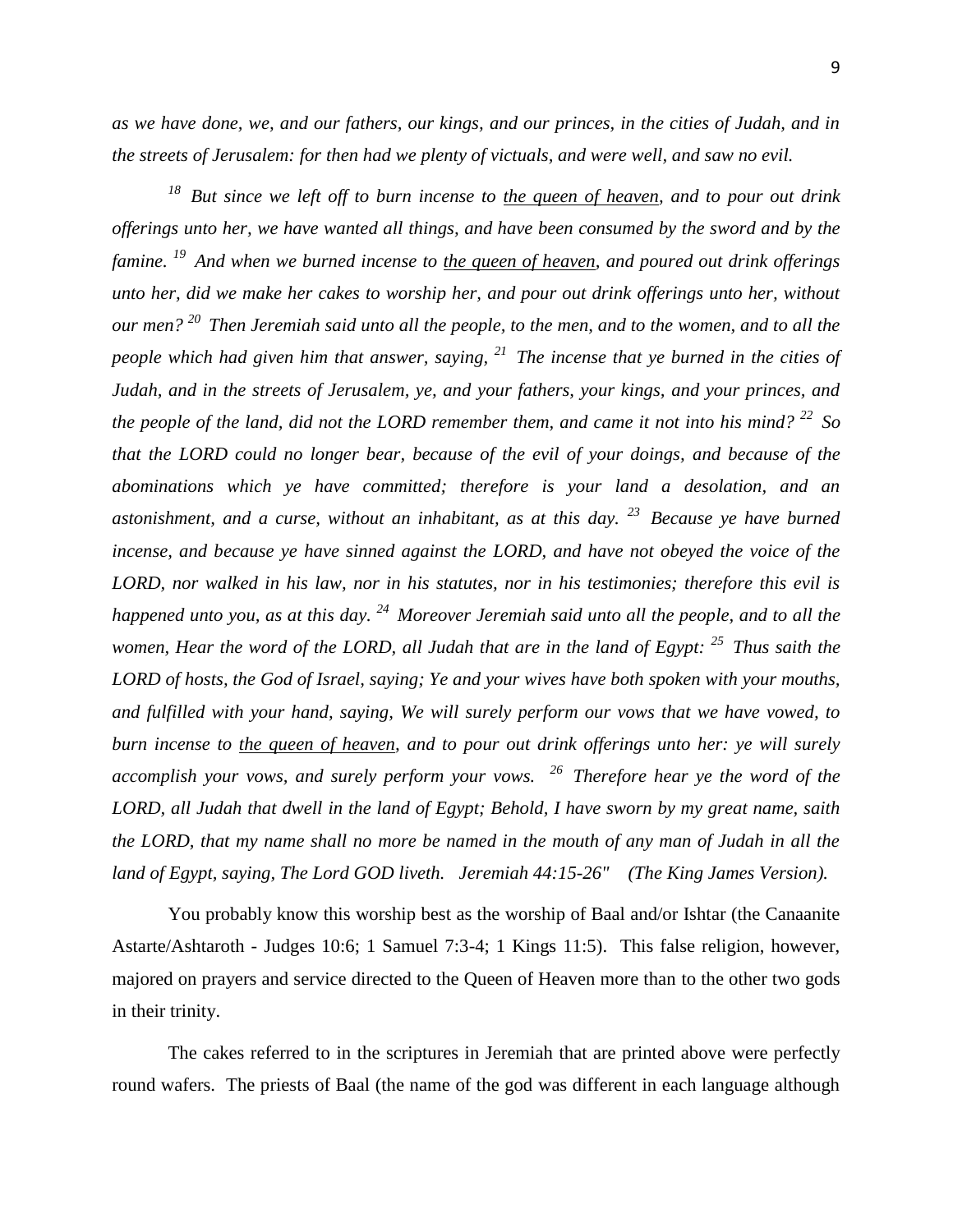*as we have done, we, and our fathers, our kings, and our princes, in the cities of Judah, and in the streets of Jerusalem: for then had we plenty of victuals, and were well, and saw no evil.*

*[18] But since we left off to burn incense to <u>the queen of heaven</u>, and to pour out drink offerings unto her, we have wanted all things, and have been consumed by the sword and by the famine. [19] And when we burned incense to <u>the queen of heaven</u>, and poured out drink offerings unto her, did we make her cakes to worship her, and pour out drink offerings unto her, without our men? [20] Then Jeremiah said unto all the people, to the men, and to the women, and to all the people which had given him that answer, saying, [21] The incense that ye burned in the cities of Judah, and in the streets of Jerusalem, ye, and your fathers, your kings, and your princes, and the people of the land, did not the LORD remember them, and came it not into his mind? [22] So that the LORD could no longer bear, because of the evil of your doings, and because of the abominations which ye have committed; therefore is your land a desolation, and an astonishment, and a curse, without an inhabitant, as at this day. [23] Because ye have burned incense, and because ye have sinned against the LORD, and have not obeyed the voice of the LORD, nor walked in his law, nor in his statutes, nor in his testimonies; therefore this evil is happened unto you, as at this day. [24] Moreover Jeremiah said unto all the people, and to all the women, Hear the word of the LORD, all Judah that are in the land of Egypt: [25] Thus saith the LORD of hosts, the God of Israel, saying; Ye and your wives have both spoken with your mouths, and fulfilled with your hand, saying, We will surely perform our vows that we have vowed, to burn incense to <u>the queen of heaven</u>, and to pour out drink offerings unto her: ye will surely accomplish your vows, and surely perform your vows. [26] Therefore hear ye the word of the LORD, all Judah that dwell in the land of Egypt; Behold, I have sworn by my great name, saith the LORD, that my name shall no more be named in the mouth of any man of Judah in all the land of Egypt, saying, The Lord GOD liveth. Jeremiah 44:15-26" (The King James Version).*

You probably know this worship best as the worship of Baal and/or Ishtar (the Canaanite Astarte/Ashtaroth - Judges 10:6; 1 Samuel 7:3-4; 1 Kings 11:5). This false religion, however, majored on prayers and service directed to the Queen of Heaven more than to the other two gods in their trinity.

The cakes referred to in the scriptures in Jeremiah that are printed above were perfectly round wafers. The priests of Baal (the name of the god was different in each language although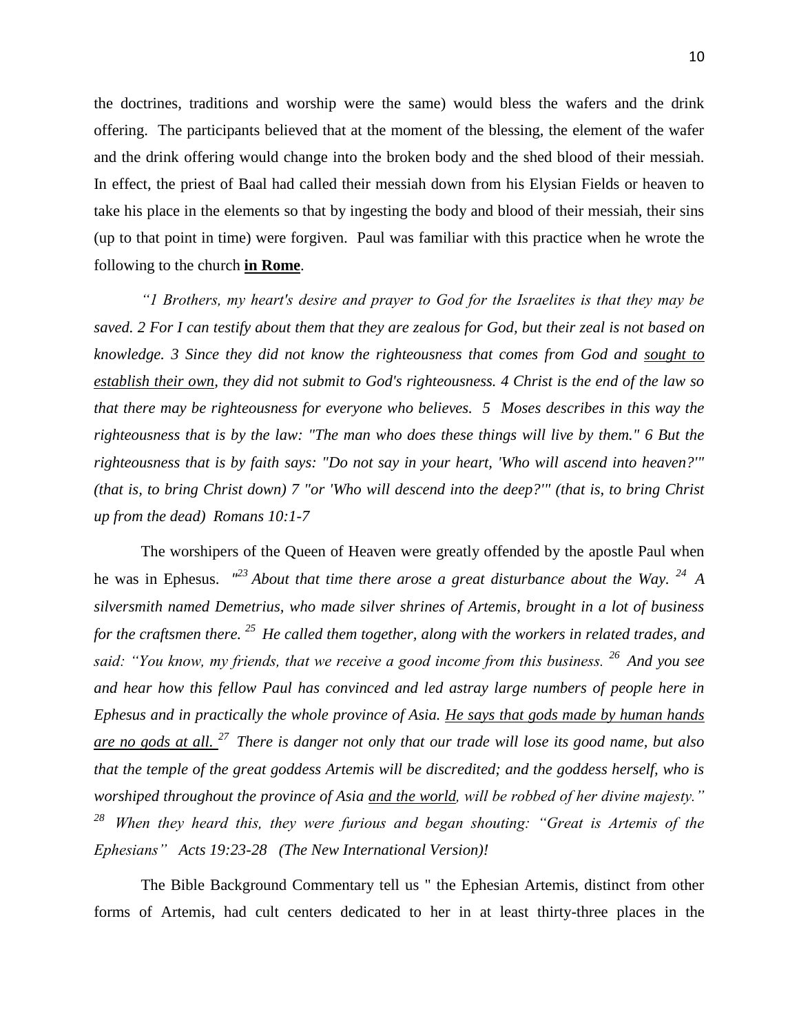the doctrines, traditions and worship were the same) would bless the wafers and the drink offering. The participants believed that at the moment of the blessing, the element of the wafer and the drink offering would change into the broken body and the shed blood of their messiah. In effect, the priest of Baal had called their messiah down from his Elysian Fields or heaven to take his place in the elements so that by ingesting the body and blood of their messiah, their sins (up to that point in time) were forgiven. Paul was familiar with this practice when he wrote the following to the church <u>**in Rome**</u>.

*"1 Brothers, my heart's desire and prayer to God for the Israelites is that they may be saved. 2 For I can testify about them that they are zealous for God, but their zeal is not based on knowledge. 3 Since they did not know the righteousness that comes from God and <u>sought to establish their own</u>, they did not submit to God's righteousness. 4 Christ is the end of the law so that there may be righteousness for everyone who believes. 5 Moses describes in this way the righteousness that is by the law: "The man who does these things will live by them." 6 But the righteousness that is by faith says: "Do not say in your heart, 'Who will ascend into heaven?'" (that is, to bring Christ down) 7 "or 'Who will descend into the deep?'" (that is, to bring Christ up from the dead) Romans 10:1-7*

The worshipers of the Queen of Heaven were greatly offended by the apostle Paul when he was in Ephesus. *"[23] About that time there arose a great disturbance about the Way. [24] A silversmith named Demetrius, who made silver shrines of Artemis, brought in a lot of business for the craftsmen there. [25] He called them together, along with the workers in related trades, and said: "You know, my friends, that we receive a good income from this business. [26] And you see and hear how this fellow Paul has convinced and led astray large numbers of people here in Ephesus and in practically the whole province of Asia. <u>He says that gods made by human hands are no gods at all.</u> [27] There is danger not only that our trade will lose its good name, but also that the temple of the great goddess Artemis will be discredited; and the goddess herself, who is worshiped throughout the province of Asia <u>and the world</u>, will be robbed of her divine majesty." [28] When they heard this, they were furious and began shouting: "Great is Artemis of the Ephesians" Acts 19:23-28 (The New International Version)!*

The Bible Background Commentary tell us " the Ephesian Artemis, distinct from other forms of Artemis, had cult centers dedicated to her in at least thirty-three places in the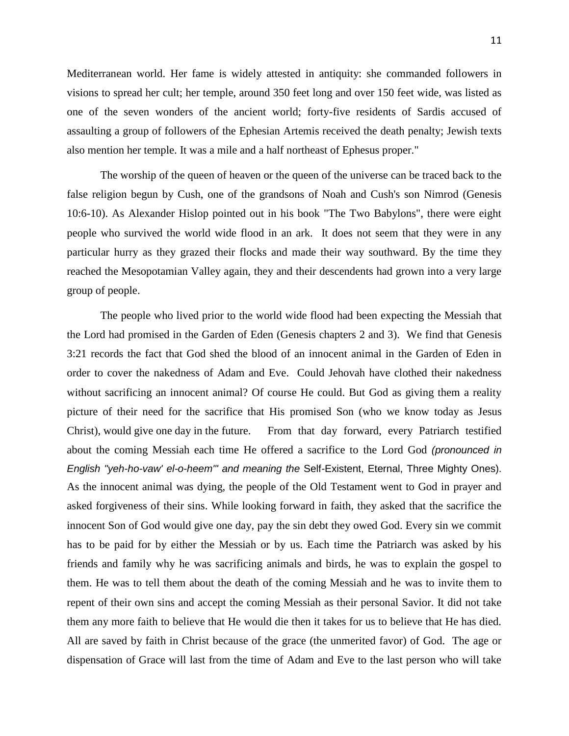Mediterranean world. Her fame is widely attested in antiquity: she commanded followers in visions to spread her cult; her temple, around 350 feet long and over 150 feet wide, was listed as one of the seven wonders of the ancient world; forty-five residents of Sardis accused of assaulting a group of followers of the Ephesian Artemis received the death penalty; Jewish texts also mention her temple. It was a mile and a half northeast of Ephesus proper."

The worship of the queen of heaven or the queen of the universe can be traced back to the false religion begun by Cush, one of the grandsons of Noah and Cush's son Nimrod (Genesis 10:6-10). As Alexander Hislop pointed out in his book "The Two Babylons", there were eight people who survived the world wide flood in an ark. It does not seem that they were in any particular hurry as they grazed their flocks and made their way southward. By the time they reached the Mesopotamian Valley again, they and their descendents had grown into a very large group of people.

The people who lived prior to the world wide flood had been expecting the Messiah that the Lord had promised in the Garden of Eden (Genesis chapters 2 and 3). We find that Genesis 3:21 records the fact that God shed the blood of an innocent animal in the Garden of Eden in order to cover the nakedness of Adam and Eve. Could Jehovah have clothed their nakedness without sacrificing an innocent animal? Of course He could. But God as giving them a reality picture of their need for the sacrifice that His promised Son (who we know today as Jesus Christ), would give one day in the future. From that day forward, every Patriarch testified about the coming Messiah each time He offered a sacrifice to the Lord God *(pronounced in English "yeh-ho-vaw' el-o-heem"' and meaning the* Self-Existent, Eternal, Three Mighty Ones). As the innocent animal was dying, the people of the Old Testament went to God in prayer and asked forgiveness of their sins. While looking forward in faith, they asked that the sacrifice the innocent Son of God would give one day, pay the sin debt they owed God. Every sin we commit has to be paid for by either the Messiah or by us. Each time the Patriarch was asked by his friends and family why he was sacrificing animals and birds, he was to explain the gospel to them. He was to tell them about the death of the coming Messiah and he was to invite them to repent of their own sins and accept the coming Messiah as their personal Savior. It did not take them any more faith to believe that He would die then it takes for us to believe that He has died. All are saved by faith in Christ because of the grace (the unmerited favor) of God. The age or dispensation of Grace will last from the time of Adam and Eve to the last person who will take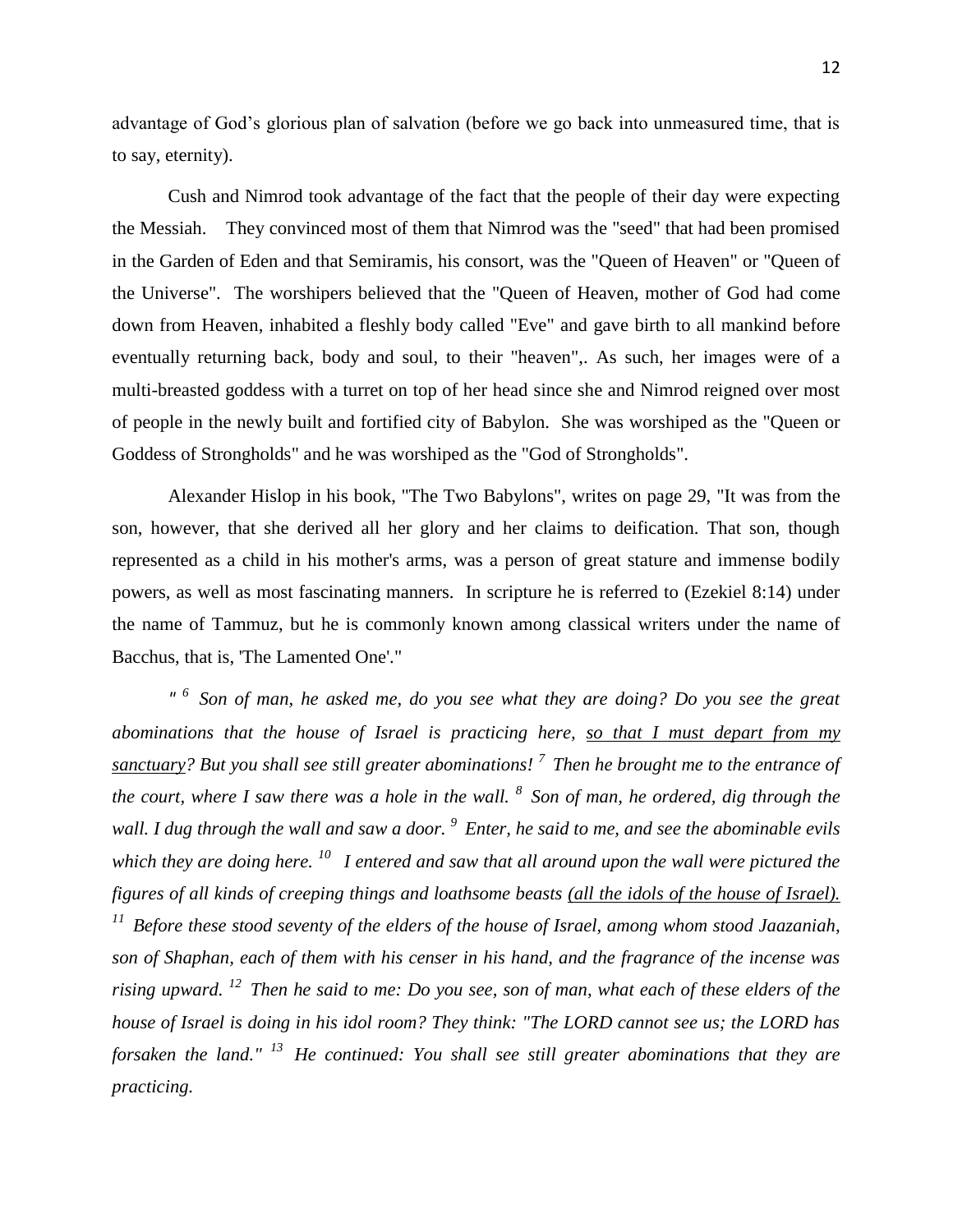advantage of God’s glorious plan of salvation (before we go back into unmeasured time, that is to say, eternity).

Cush and Nimrod took advantage of the fact that the people of their day were expecting the Messiah. They convinced most of them that Nimrod was the "seed" that had been promised in the Garden of Eden and that Semiramis, his consort, was the "Queen of Heaven" or "Queen of the Universe". The worshipers believed that the "Queen of Heaven, mother of God had come down from Heaven, inhabited a fleshly body called "Eve" and gave birth to all mankind before eventually returning back, body and soul, to their "heaven",. As such, her images were of a multi-breasted goddess with a turret on top of her head since she and Nimrod reigned over most of people in the newly built and fortified city of Babylon. She was worshiped as the "Queen or Goddess of Strongholds" and he was worshiped as the "God of Strongholds".

Alexander Hislop in his book, "The Two Babylons", writes on page 29, "It was from the son, however, that she derived all her glory and her claims to deification. That son, though represented as a child in his mother's arms, was a person of great stature and immense bodily powers, as well as most fascinating manners. In scripture he is referred to (Ezekiel 8:14) under the name of Tammuz, but he is commonly known among classical writers under the name of Bacchus, that is, 'The Lamented One'."

*" [6] Son of man, he asked me, do you see what they are doing? Do you see the great abominations that the house of Israel is practicing here, <u>so that I must depart from my sanctuary</u>? But you shall see still greater abominations! [7] Then he brought me to the entrance of the court, where I saw there was a hole in the wall. [8] Son of man, he ordered, dig through the wall. I dug through the wall and saw a door. [9] Enter, he said to me, and see the abominable evils which they are doing here. [10] I entered and saw that all around upon the wall were pictured the figures of all kinds of creeping things and loathsome beasts <u>(all the idols of the house of Israel).</u> [11] Before these stood seventy of the elders of the house of Israel, among whom stood Jaazaniah, son of Shaphan, each of them with his censer in his hand, and the fragrance of the incense was rising upward. [12] Then he said to me: Do you see, son of man, what each of these elders of the house of Israel is doing in his idol room? They think: "The LORD cannot see us; the LORD has forsaken the land." [13] He continued: You shall see still greater abominations that they are practicing.*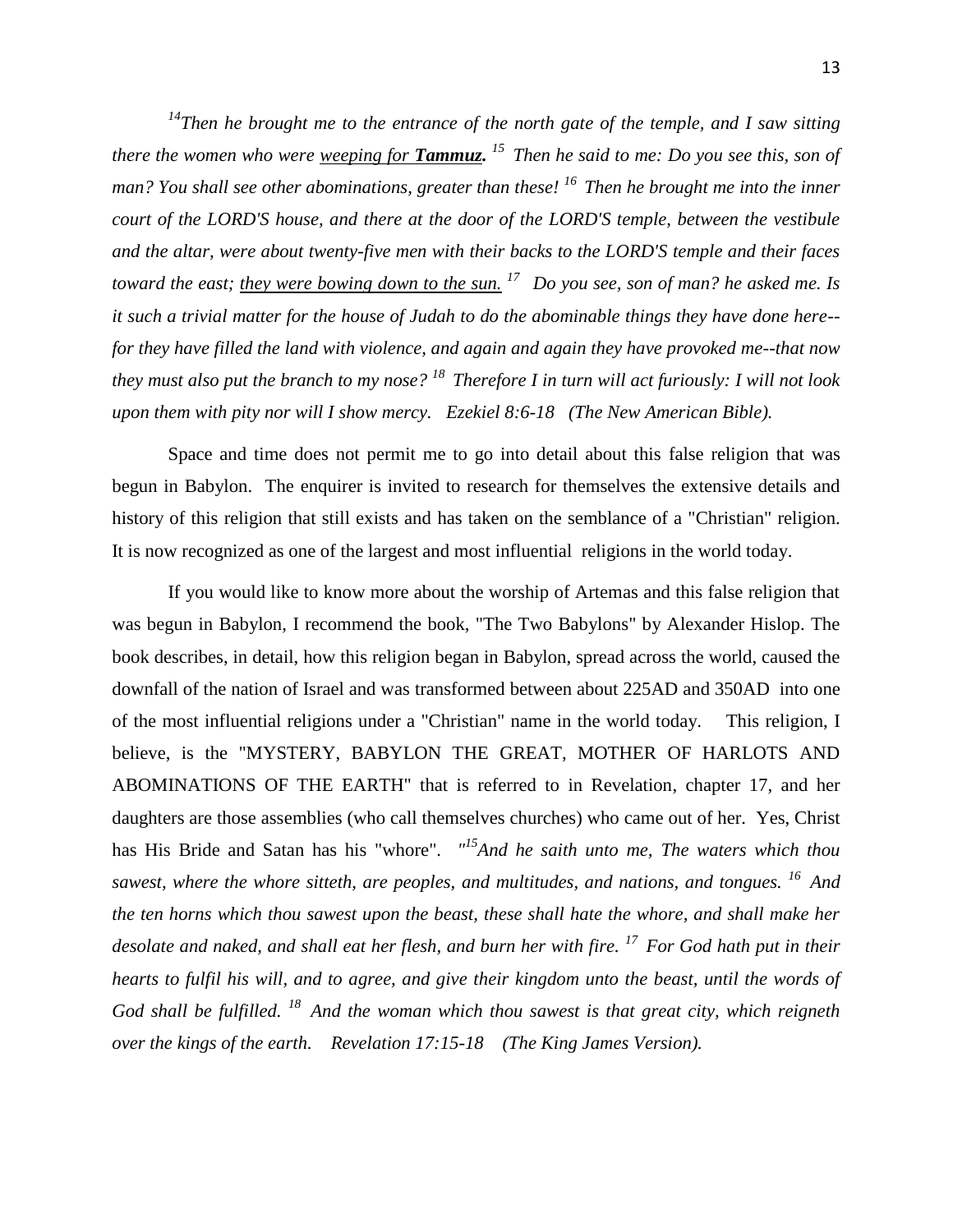*[14]Then he brought me to the entrance of the north gate of the temple, and I saw sitting there the women who were <u>weeping for **Tammuz**.</u> [15] Then he said to me: Do you see this, son of man? You shall see other abominations, greater than these! [16] Then he brought me into the inner court of the LORD'S house, and there at the door of the LORD'S temple, between the vestibule and the altar, were about twenty-five men with their backs to the LORD'S temple and their faces toward the east; <u>they were bowing down to the sun.</u> [17] Do you see, son of man? he asked me. Is it such a trivial matter for the house of Judah to do the abominable things they have done here--for they have filled the land with violence, and again and again they have provoked me--that now they must also put the branch to my nose? [18] Therefore I in turn will act furiously: I will not look upon them with pity nor will I show mercy. Ezekiel 8:6-18 (The New American Bible).*

Space and time does not permit me to go into detail about this false religion that was begun in Babylon. The enquirer is invited to research for themselves the extensive details and history of this religion that still exists and has taken on the semblance of a "Christian" religion. It is now recognized as one of the largest and most influential religions in the world today.

If you would like to know more about the worship of Artemas and this false religion that was begun in Babylon, I recommend the book, "The Two Babylons" by Alexander Hislop. The book describes, in detail, how this religion began in Babylon, spread across the world, caused the downfall of the nation of Israel and was transformed between about 225AD and 350AD into one of the most influential religions under a "Christian" name in the world today. This religion, I believe, is the "MYSTERY, BABYLON THE GREAT, MOTHER OF HARLOTS AND ABOMINATIONS OF THE EARTH" that is referred to in Revelation, chapter 17, and her daughters are those assemblies (who call themselves churches) who came out of her. Yes, Christ has His Bride and Satan has his "whore". *"[15]And he saith unto me, The waters which thou sawest, where the whore sitteth, are peoples, and multitudes, and nations, and tongues. [16] And the ten horns which thou sawest upon the beast, these shall hate the whore, and shall make her desolate and naked, and shall eat her flesh, and burn her with fire. [17] For God hath put in their hearts to fulfil his will, and to agree, and give their kingdom unto the beast, until the words of God shall be fulfilled. [18] And the woman which thou sawest is that great city, which reigneth over the kings of the earth. Revelation 17:15-18 (The King James Version).*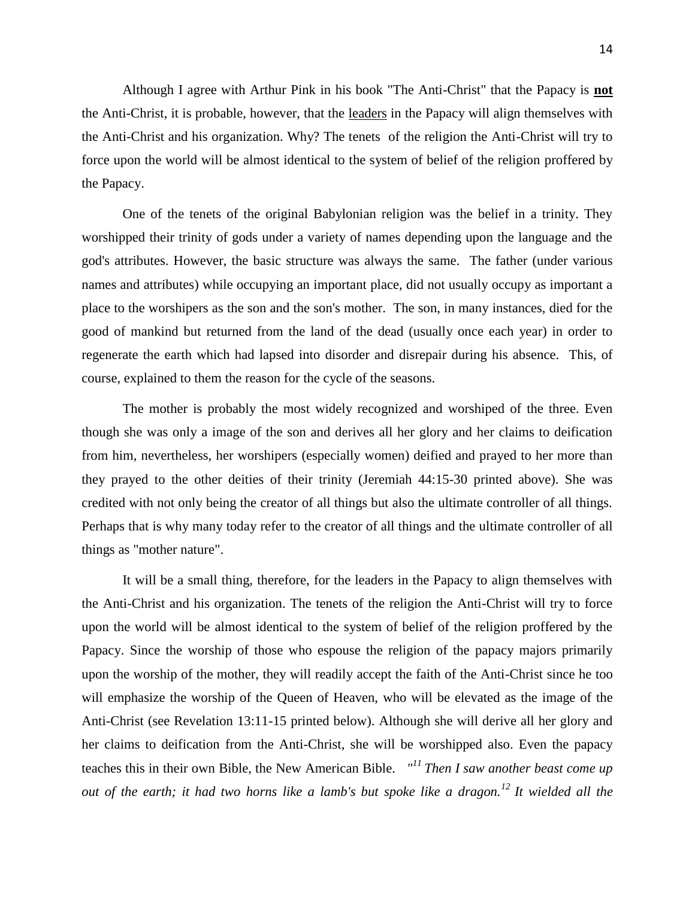Although I agree with Arthur Pink in his book "The Anti-Christ" that the Papacy is **not** the Anti-Christ, it is probable, however, that the leaders in the Papacy will align themselves with the Anti-Christ and his organization. Why? The tenets of the religion the Anti-Christ will try to force upon the world will be almost identical to the system of belief of the religion proffered by the Papacy.

One of the tenets of the original Babylonian religion was the belief in a trinity. They worshipped their trinity of gods under a variety of names depending upon the language and the god's attributes. However, the basic structure was always the same. The father (under various names and attributes) while occupying an important place, did not usually occupy as important a place to the worshipers as the son and the son's mother. The son, in many instances, died for the good of mankind but returned from the land of the dead (usually once each year) in order to regenerate the earth which had lapsed into disorder and disrepair during his absence. This, of course, explained to them the reason for the cycle of the seasons.

The mother is probably the most widely recognized and worshiped of the three. Even though she was only a image of the son and derives all her glory and her claims to deification from him, nevertheless, her worshipers (especially women) deified and prayed to her more than they prayed to the other deities of their trinity (Jeremiah 44:15-30 printed above). She was credited with not only being the creator of all things but also the ultimate controller of all things. Perhaps that is why many today refer to the creator of all things and the ultimate controller of all things as "mother nature".

It will be a small thing, therefore, for the leaders in the Papacy to align themselves with the Anti-Christ and his organization. The tenets of the religion the Anti-Christ will try to force upon the world will be almost identical to the system of belief of the religion proffered by the Papacy. Since the worship of those who espouse the religion of the papacy majors primarily upon the worship of the mother, they will readily accept the faith of the Anti-Christ since he too will emphasize the worship of the Queen of Heaven, who will be elevated as the image of the Anti-Christ (see Revelation 13:11-15 printed below). Although she will derive all her glory and her claims to deification from the Anti-Christ, she will be worshipped also. Even the papacy teaches this in their own Bible, the New American Bible. *"[11] Then I saw another beast come up out of the earth; it had two horns like a lamb's but spoke like a dragon.[12] It wielded all the*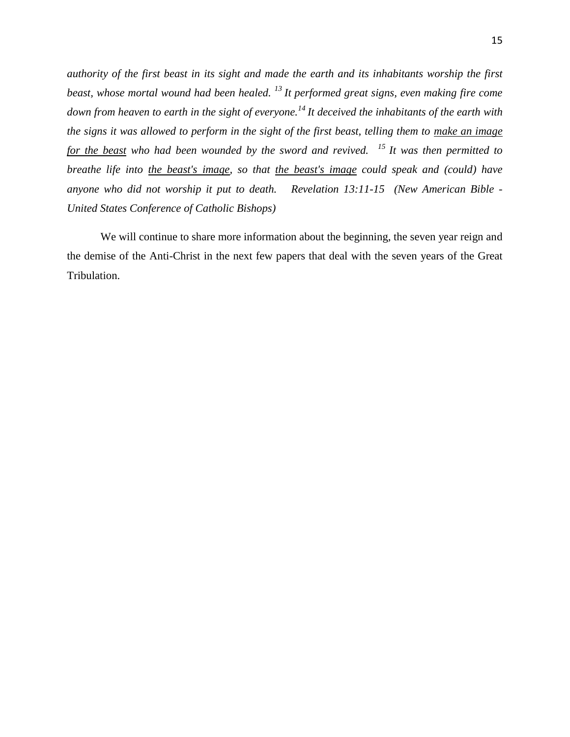*authority of the first beast in its sight and made the earth and its inhabitants worship the first beast, whose mortal wound had been healed.* [13] *It performed great signs, even making fire come down from heaven to earth in the sight of everyone.*[14] *It deceived the inhabitants of the earth with the signs it was allowed to perform in the sight of the first beast, telling them to* <u>*make an image for the beast*</u> *who had been wounded by the sword and revived.* [15] *It was then permitted to breathe life into* <u>*the beast's image*</u>*, so that* <u>*the beast's image*</u> *could speak and (could) have anyone who did not worship it put to death. Revelation 13:11-15 (New American Bible - United States Conference of Catholic Bishops)*

We will continue to share more information about the beginning, the seven year reign and the demise of the Anti-Christ in the next few papers that deal with the seven years of the Great Tribulation.